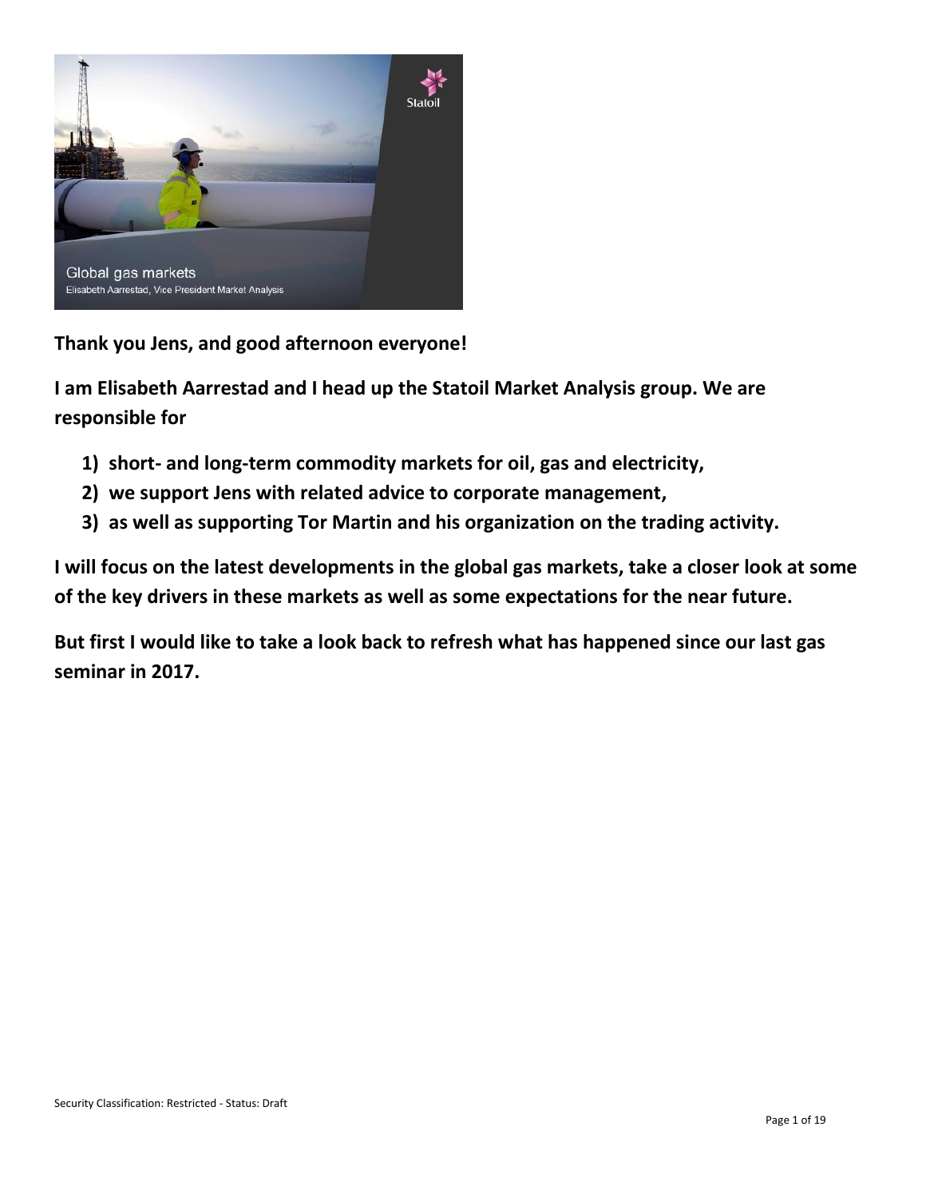Global gas markets

Elisabeth Aarrestad, Vice President Market Analysis

**Thank you Jens, and good afternoon everyone!**

**I am Elisabeth Aarrestad and I head up the Statoil Market Analysis group. We are responsible for**

1) **short- and long-term commodity markets for oil, gas and electricity,**
2) **we support Jens with related advice to corporate management,**
3) **as well as supporting Tor Martin and his organization on the trading activity.**

**I will focus on the latest developments in the global gas markets, take a closer look at some of the key drivers in these markets as well as some expectations for the near future.**

**But first I would like to take a look back to refresh what has happened since our last gas seminar in 2017.**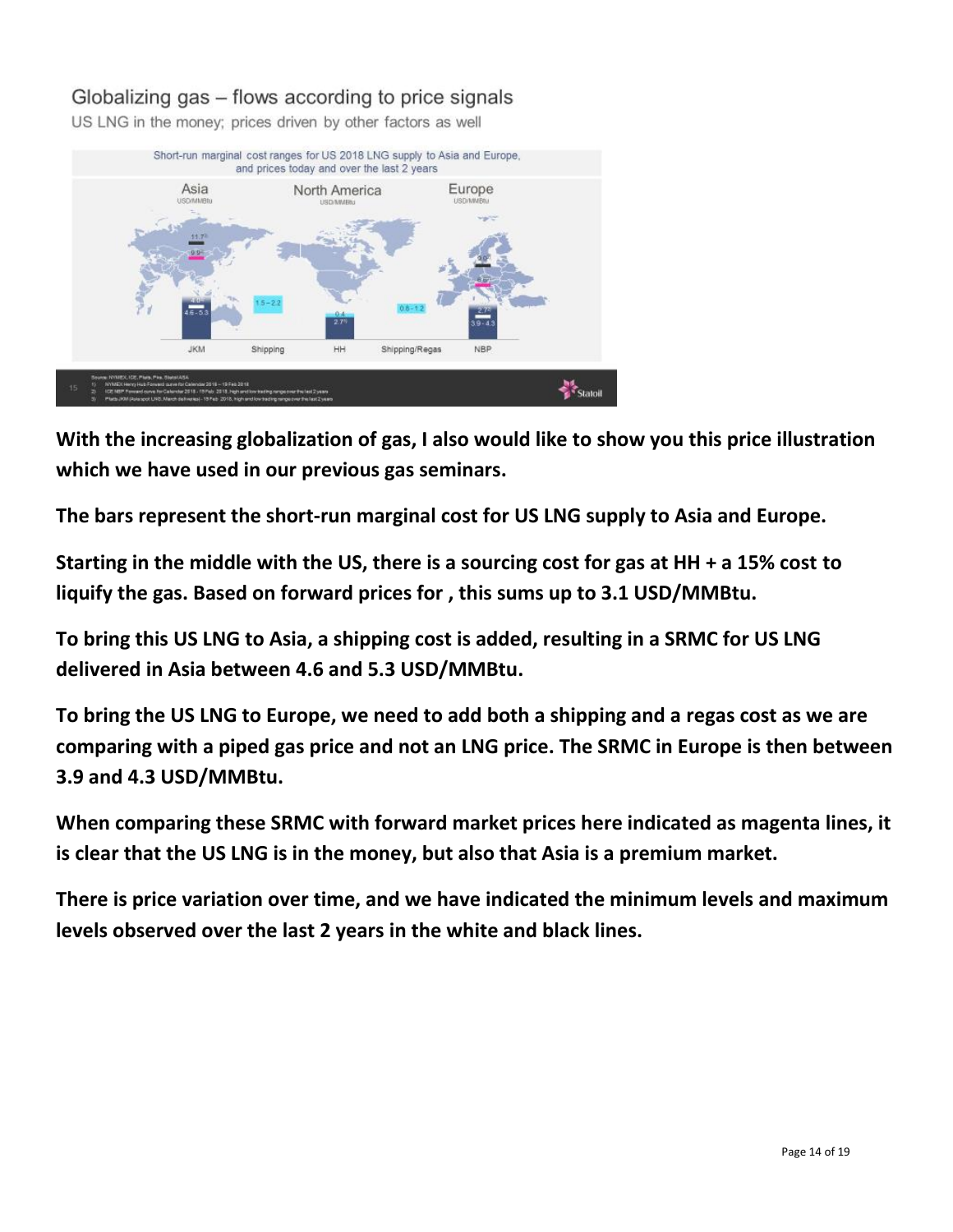Globalizing gas – flows according to price signals

US LNG in the money; prices driven by other factors as well

Short-run marginal cost ranges for US 2018 LNG supply to Asia and Europe, and prices today and over the last 2 years

**With the increasing globalization of gas, I also would like to show you this price illustration which we have used in our previous gas seminars.**

**The bars represent the short-run marginal cost for US LNG supply to Asia and Europe.**

**Starting in the middle with the US, there is a sourcing cost for gas at HH + a 15% cost to liquify the gas. Based on forward prices for , this sums up to 3.1 USD/MMBtu.**

**To bring this US LNG to Asia, a shipping cost is added, resulting in a SRMC for US LNG delivered in Asia between 4.6 and 5.3 USD/MMBtu.**

**To bring the US LNG to Europe, we need to add both a shipping and a regas cost as we are comparing with a piped gas price and not an LNG price. The SRMC in Europe is then between 3.9 and 4.3 USD/MMBtu.**

**When comparing these SRMC with forward market prices here indicated as magenta lines, it is clear that the US LNG is in the money, but also that Asia is a premium market.**

**There is price variation over time, and we have indicated the minimum levels and maximum levels observed over the last 2 years in the white and black lines.**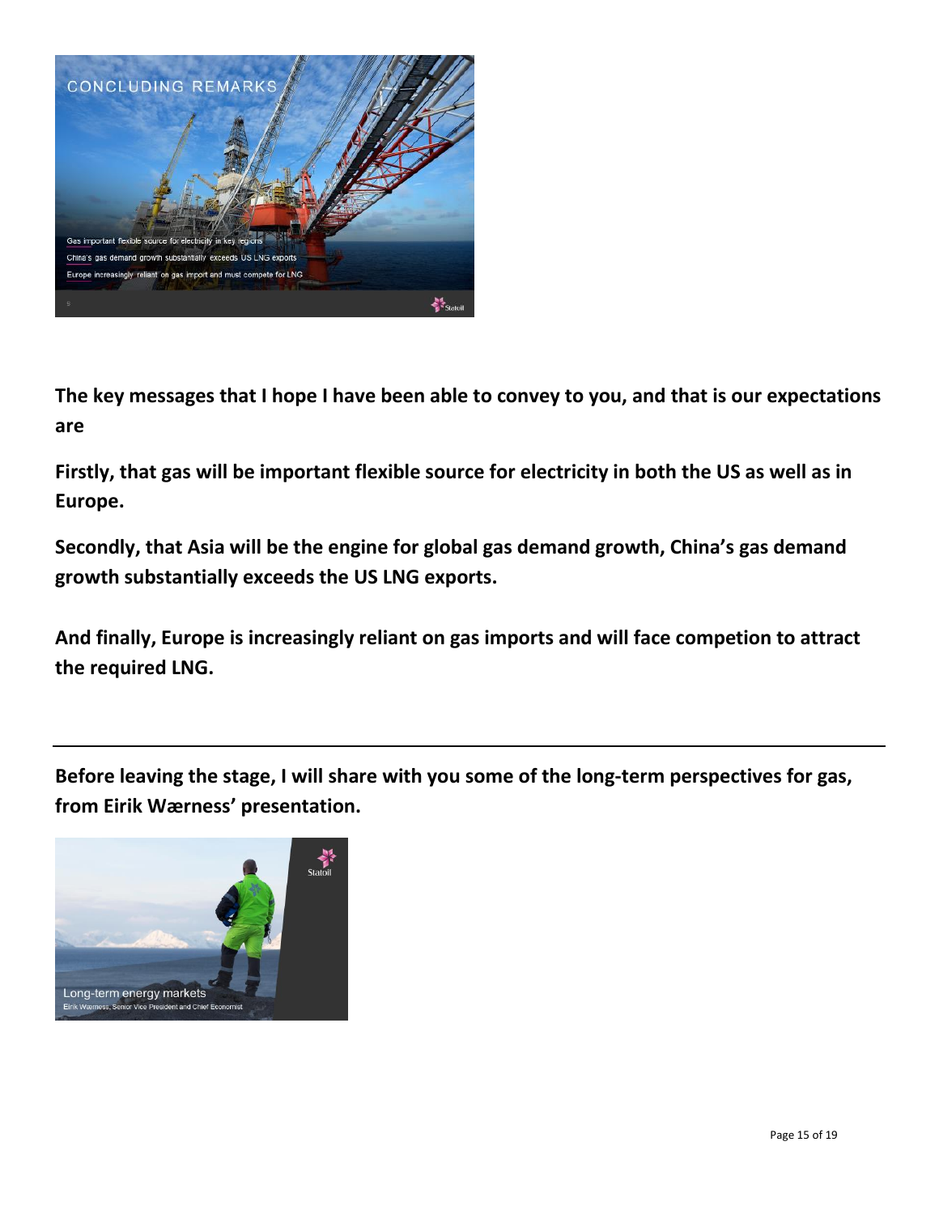**The key messages that I hope I have been able to convey to you, and that is our expectations are**

**Firstly, that gas will be important flexible source for electricity in both the US as well as in Europe.**

**Secondly, that Asia will be the engine for global gas demand growth, China's gas demand growth substantially exceeds the US LNG exports.**

**And finally, Europe is increasingly reliant on gas imports and will face competion to attract the required LNG.**

---

**Before leaving the stage, I will share with you some of the long-term perspectives for gas, from Eirik Wærness' presentation.**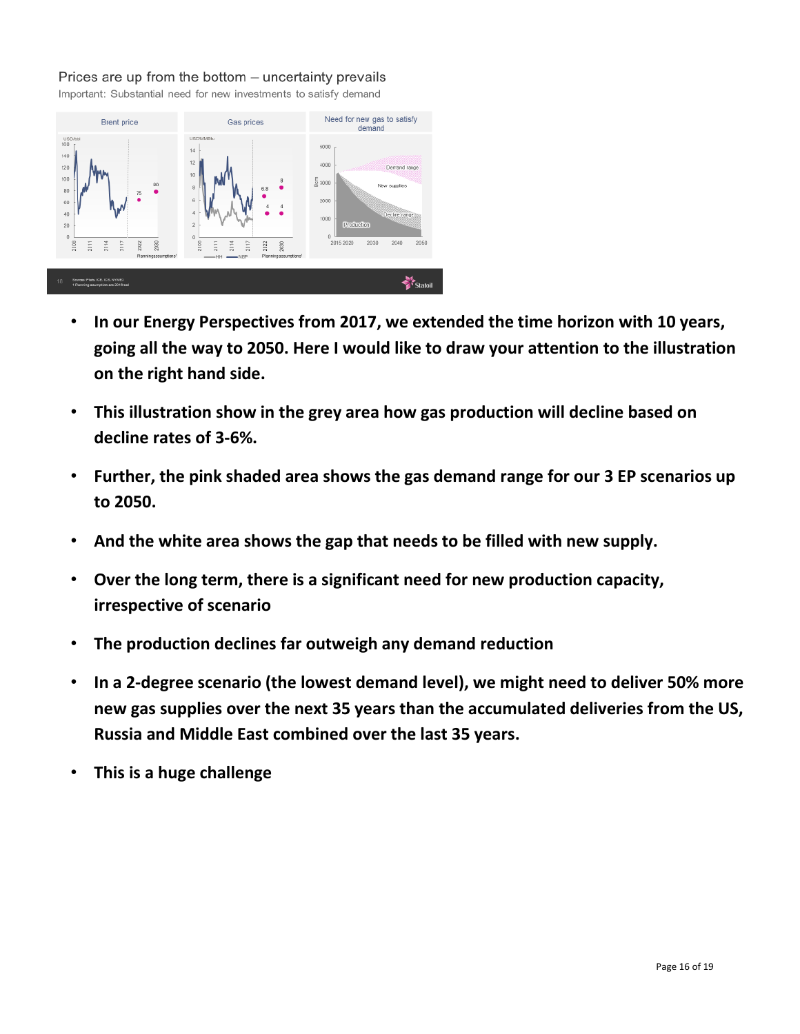Prices are up from the bottom – uncertainty prevails

Important: Substantial need for new investments to satisfy demand

- **In our Energy Perspectives from 2017, we extended the time horizon with 10 years, going all the way to 2050. Here I would like to draw your attention to the illustration on the right hand side.**
- **This illustration show in the grey area how gas production will decline based on decline rates of 3-6%.**
- **Further, the pink shaded area shows the gas demand range for our 3 EP scenarios up to 2050.**
- **And the white area shows the gap that needs to be filled with new supply.**
- **Over the long term, there is a significant need for new production capacity, irrespective of scenario**
- **The production declines far outweigh any demand reduction**
- **In a 2-degree scenario (the lowest demand level), we might need to deliver 50% more new gas supplies over the next 35 years than the accumulated deliveries from the US, Russia and Middle East combined over the last 35 years.**
- **This is a huge challenge**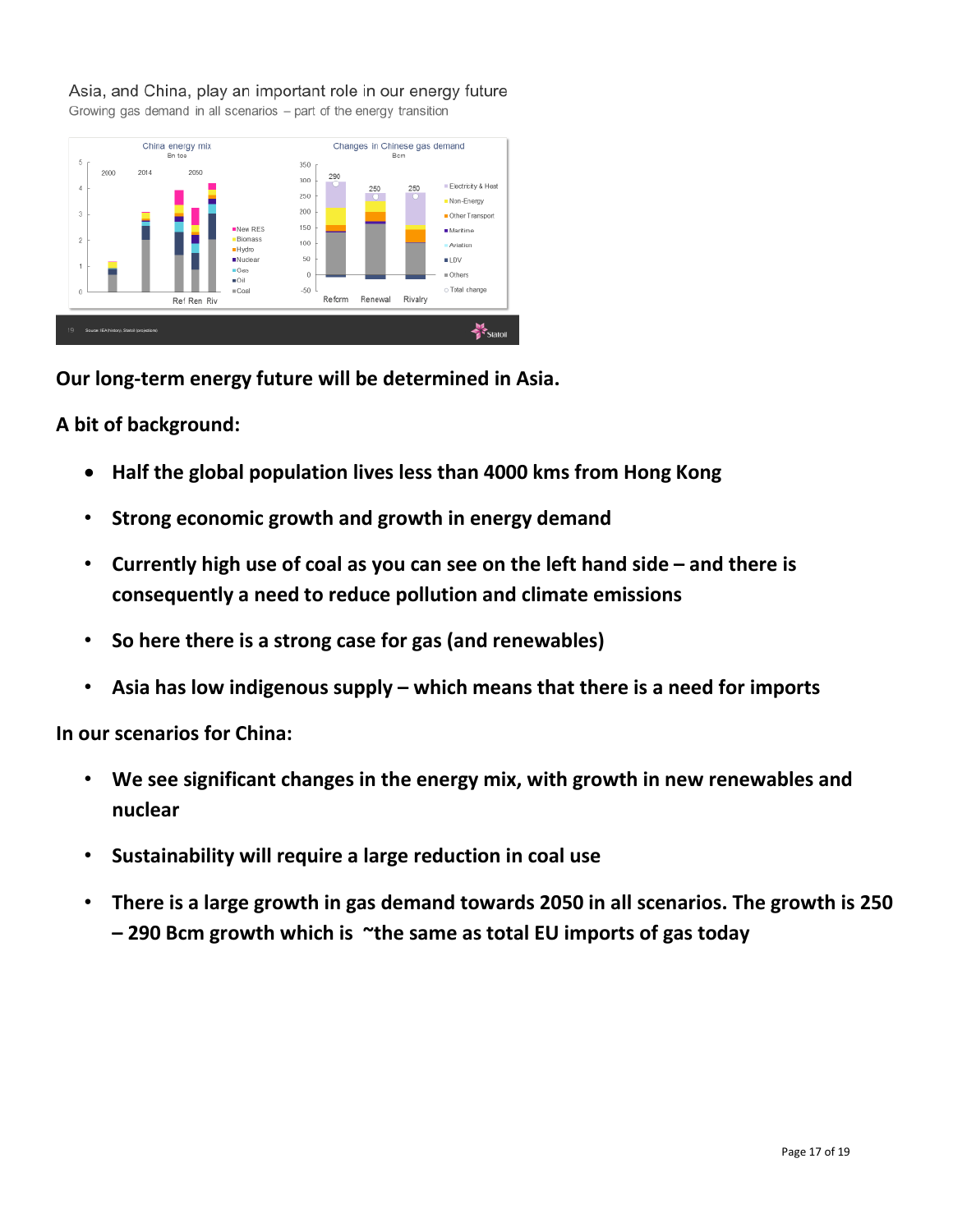Asia, and China, play an important role in our energy future

Growing gas demand in all scenarios – part of the energy transition

**Our long-term energy future will be determined in Asia.**

**A bit of background:**

- **Half the global population lives less than 4000 kms from Hong Kong**
- **Strong economic growth and growth in energy demand**
- **Currently high use of coal as you can see on the left hand side – and there is consequently a need to reduce pollution and climate emissions**
- **So here there is a strong case for gas (and renewables)**
- **Asia has low indigenous supply – which means that there is a need for imports**

**In our scenarios for China:**

- **We see significant changes in the energy mix, with growth in new renewables and nuclear**
- **Sustainability will require a large reduction in coal use**
- **There is a large growth in gas demand towards 2050 in all scenarios. The growth is 250 – 290 Bcm growth which is ~the same as total EU imports of gas today**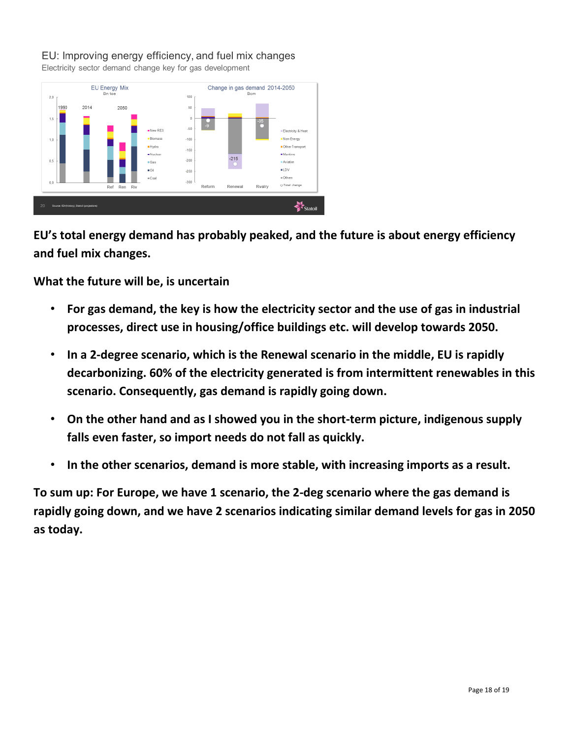EU: Improving energy efficiency, and fuel mix changes

Electricity sector demand change key for gas development

**EU's total energy demand has probably peaked, and the future is about energy efficiency and fuel mix changes.**

**What the future will be, is uncertain**

- **For gas demand, the key is how the electricity sector and the use of gas in industrial processes, direct use in housing/office buildings etc. will develop towards 2050.**
- **In a 2-degree scenario, which is the Renewal scenario in the middle, EU is rapidly decarbonizing. 60% of the electricity generated is from intermittent renewables in this scenario. Consequently, gas demand is rapidly going down.**
- **On the other hand and as I showed you in the short-term picture, indigenous supply falls even faster, so import needs do not fall as quickly.**
- **In the other scenarios, demand is more stable, with increasing imports as a result.**

**To sum up: For Europe, we have 1 scenario, the 2-deg scenario where the gas demand is rapidly going down, and we have 2 scenarios indicating similar demand levels for gas in 2050 as today.**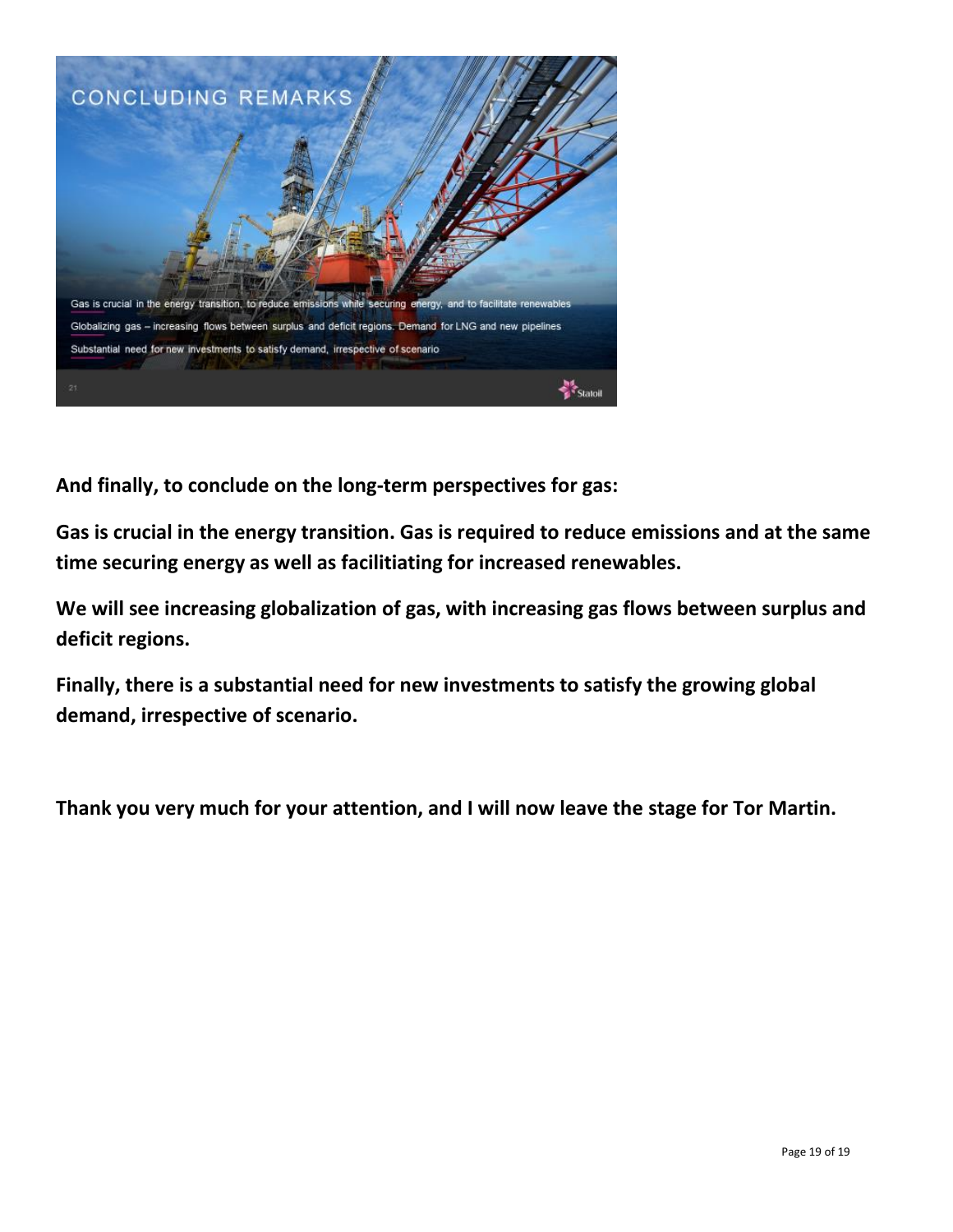## CONCLUDING REMARKS

- Gas is crucial in the energy transition, to reduce emissions while securing energy, and to facilitate renewables
- Globalizing gas – increasing flows between surplus and deficit regions. Demand for LNG and new pipelines
- Substantial need for new investments to satisfy demand, irrespective of scenario

**And finally, to conclude on the long-term perspectives for gas:**

**Gas is crucial in the energy transition. Gas is required to reduce emissions and at the same time securing energy as well as facilitiating for increased renewables.**

**We will see increasing globalization of gas, with increasing gas flows between surplus and deficit regions.**

**Finally, there is a substantial need for new investments to satisfy the growing global demand, irrespective of scenario.**

**Thank you very much for your attention, and I will now leave the stage for Tor Martin.**